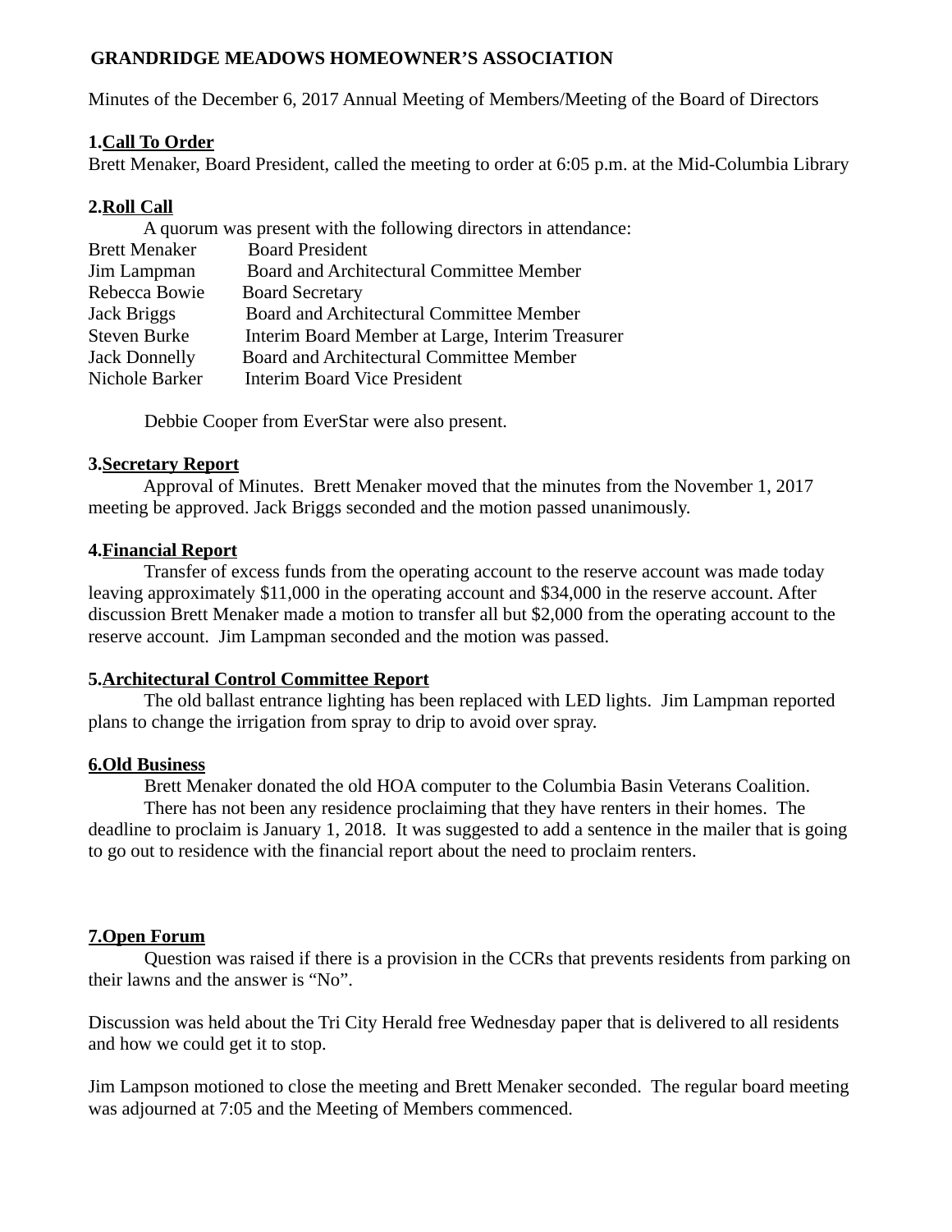# GRANDRIDGE MEADOWS HOMEOWNER'S ASSOCIATION

Minutes of the December 6, 2017 Annual Meeting of Members/Meeting of the Board of Directors

**1.Call To Order**

Brett Menaker, Board President, called the meeting to order at 6:05 p.m. at the Mid-Columbia Library

**2.Roll Call**

A quorum was present with the following directors in attendance:

| | |
|---|---|
| Brett Menaker | Board President |
| Jim Lampman | Board and Architectural Committee Member |
| Rebecca Bowie | Board Secretary |
| Jack Briggs | Board and Architectural Committee Member |
| Steven Burke | Interim Board Member at Large, Interim Treasurer |
| Jack Donnelly | Board and Architectural Committee Member |
| Nichole Barker | Interim Board Vice President |

Debbie Cooper from EverStar were also present.

**3.Secretary Report**

Approval of Minutes. Brett Menaker moved that the minutes from the November 1, 2017 meeting be approved. Jack Briggs seconded and the motion passed unanimously.

**4.Financial Report**

Transfer of excess funds from the operating account to the reserve account was made today leaving approximately $11,000 in the operating account and $34,000 in the reserve account. After discussion Brett Menaker made a motion to transfer all but $2,000 from the operating account to the reserve account. Jim Lampman seconded and the motion was passed.

**5.Architectural Control Committee Report**

The old ballast entrance lighting has been replaced with LED lights. Jim Lampman reported plans to change the irrigation from spray to drip to avoid over spray.

**6.Old Business**

Brett Menaker donated the old HOA computer to the Columbia Basin Veterans Coalition.

There has not been any residence proclaiming that they have renters in their homes. The deadline to proclaim is January 1, 2018. It was suggested to add a sentence in the mailer that is going to go out to residence with the financial report about the need to proclaim renters.

**7.Open Forum**

Question was raised if there is a provision in the CCRs that prevents residents from parking on their lawns and the answer is "No".

Discussion was held about the Tri City Herald free Wednesday paper that is delivered to all residents and how we could get it to stop.

Jim Lampson motioned to close the meeting and Brett Menaker seconded. The regular board meeting was adjourned at 7:05 and the Meeting of Members commenced.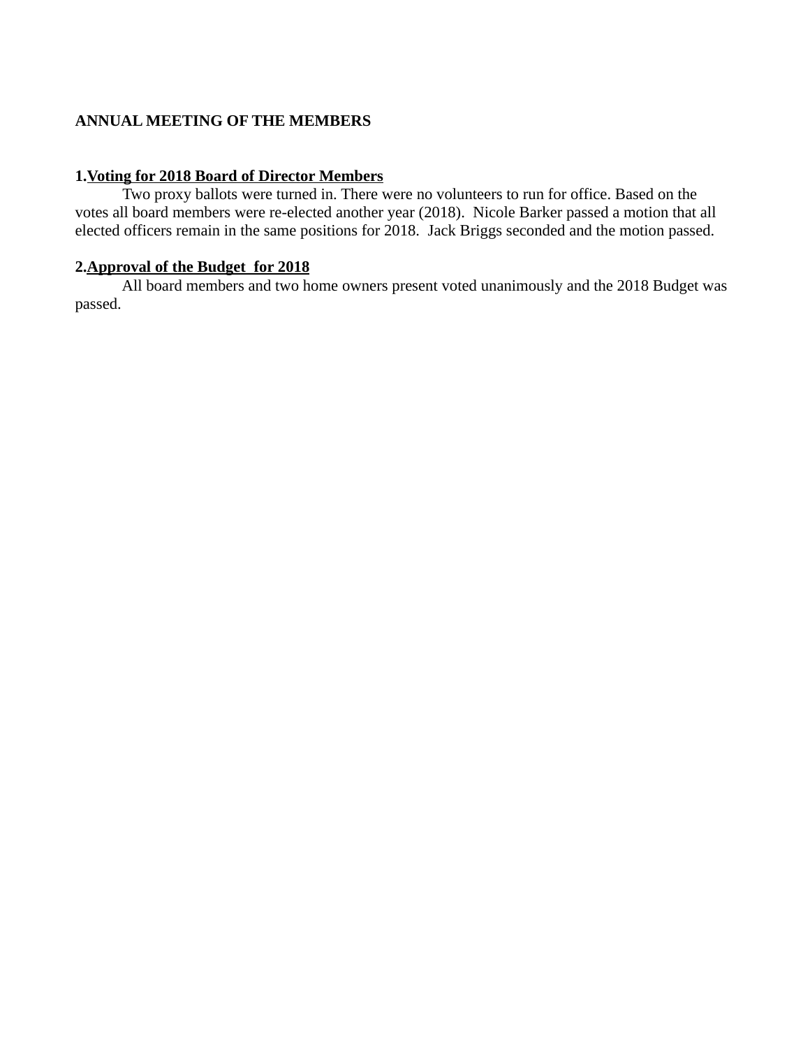**ANNUAL MEETING OF THE MEMBERS**

**1.<u>Voting for 2018 Board of Director Members</u>**

Two proxy ballots were turned in. There were no volunteers to run for office. Based on the votes all board members were re-elected another year (2018). Nicole Barker passed a motion that all elected officers remain in the same positions for 2018. Jack Briggs seconded and the motion passed.

**2.<u>Approval of the Budget for 2018</u>**

All board members and two home owners present voted unanimously and the 2018 Budget was passed.